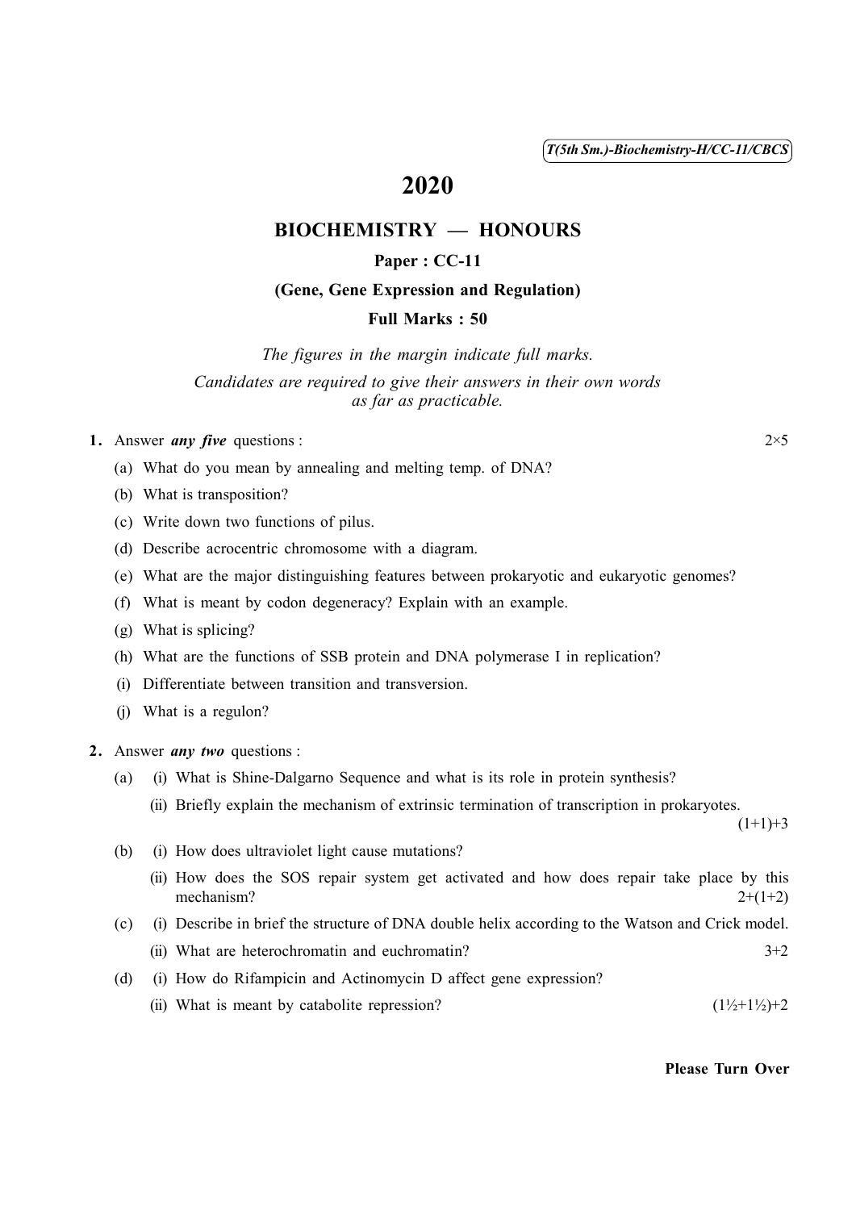T(5th Sm.)-Biochemistry-H/CC-11/CBCS

# 2020

## BIOCHEMISTRY — HONOURS

### Paper : CC-11

### (Gene, Gene Expression and Regulation)

### Full Marks : 50

*The figures in the margin indicate full marks.*

*Candidates are required to give their answers in their own words as far as practicable.*

**1.** Answer ***any five*** questions : 2×5

(a) What do you mean by annealing and melting temp. of DNA?

(b) What is transposition?

(c) Write down two functions of pilus.

(d) Describe acrocentric chromosome with a diagram.

(e) What are the major distinguishing features between prokaryotic and eukaryotic genomes?

(f) What is meant by codon degeneracy? Explain with an example.

(g) What is splicing?

(h) What are the functions of SSB protein and DNA polymerase I in replication?

(i) Differentiate between transition and transversion.

(j) What is a regulon?

**2.** Answer ***any two*** questions :

(a) (i) What is Shine-Dalgarno Sequence and what is its role in protein synthesis?

(ii) Briefly explain the mechanism of extrinsic termination of transcription in prokaryotes. (1+1)+3

(b) (i) How does ultraviolet light cause mutations?

(ii) How does the SOS repair system get activated and how does repair take place by this mechanism? 2+(1+2)

(c) (i) Describe in brief the structure of DNA double helix according to the Watson and Crick model.

(ii) What are heterochromatin and euchromatin? 3+2

(d) (i) How do Rifampicin and Actinomycin D affect gene expression?

(ii) What is meant by catabolite repression? (1½+1½)+2

**Please Turn Over**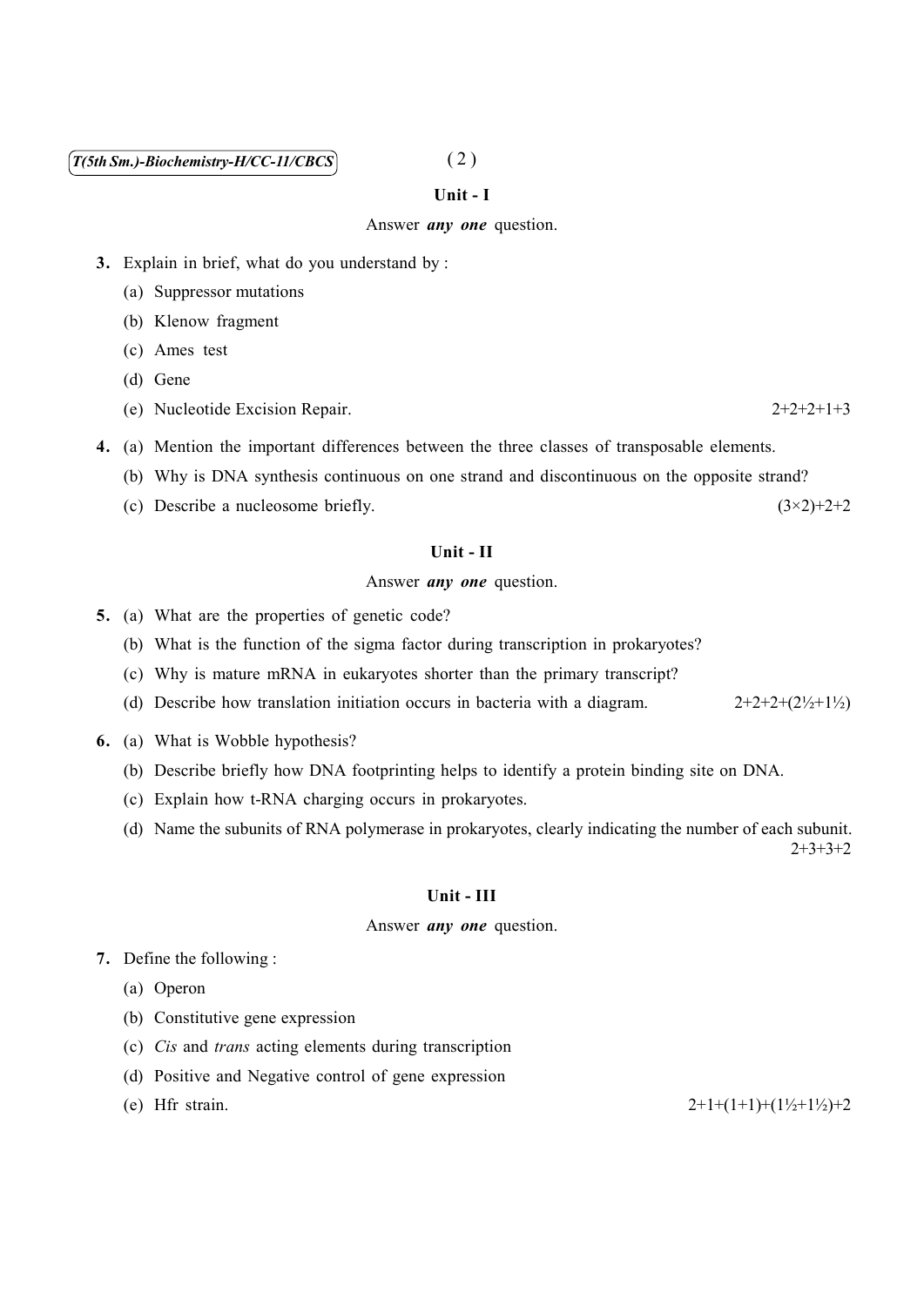## Unit - I

Answer ***any one*** question.

3. Explain in brief, what do you understand by :
   (a) Suppressor mutations
   (b) Klenow fragment
   (c) Ames test
   (d) Gene
   (e) Nucleotide Excision Repair. 2+2+2+1+3

4. (a) Mention the important differences between the three classes of transposable elements.
   (b) Why is DNA synthesis continuous on one strand and discontinuous on the opposite strand?
   (c) Describe a nucleosome briefly. (3×2)+2+2

## Unit - II

Answer ***any one*** question.

5. (a) What are the properties of genetic code?
   (b) What is the function of the sigma factor during transcription in prokaryotes?
   (c) Why is mature mRNA in eukaryotes shorter than the primary transcript?
   (d) Describe how translation initiation occurs in bacteria with a diagram. 2+2+2+(2½+1½)

6. (a) What is Wobble hypothesis?
   (b) Describe briefly how DNA footprinting helps to identify a protein binding site on DNA.
   (c) Explain how t-RNA charging occurs in prokaryotes.
   (d) Name the subunits of RNA polymerase in prokaryotes, clearly indicating the number of each subunit. 2+3+3+2

## Unit - III

Answer ***any one*** question.

7. Define the following :
   (a) Operon
   (b) Constitutive gene expression
   (c) *Cis* and *trans* acting elements during transcription
   (d) Positive and Negative control of gene expression
   (e) Hfr strain. 2+1+(1+1)+(1½+1½)+2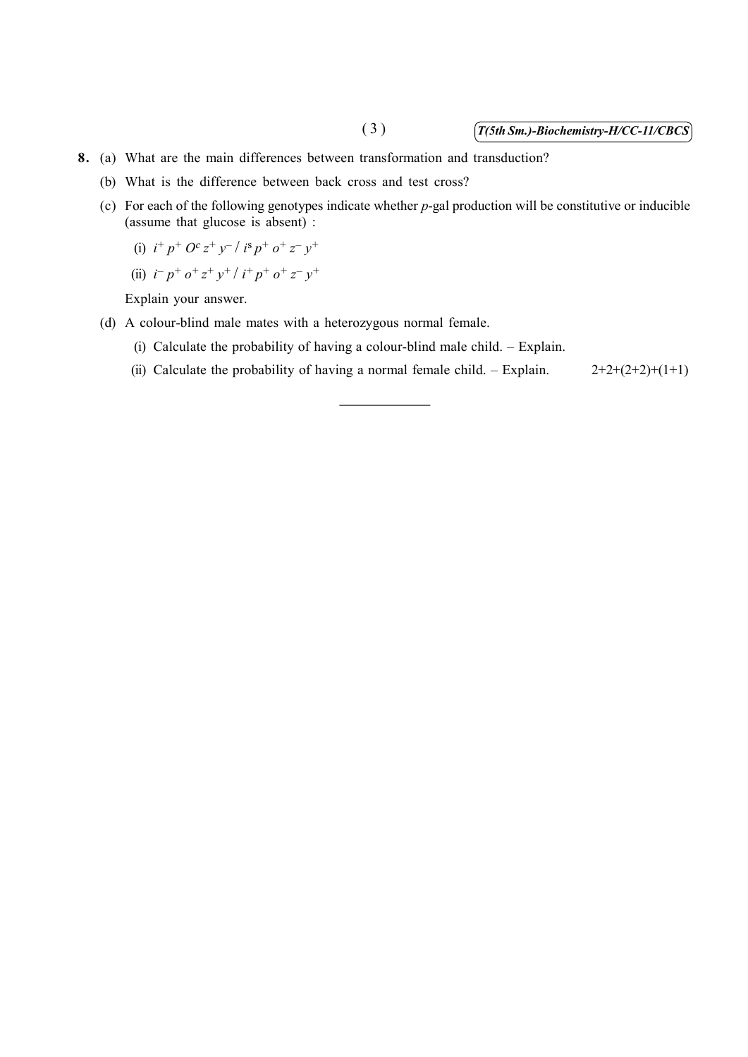**8.** (a) What are the main differences between transformation and transduction?

(b) What is the difference between back cross and test cross?

(c) For each of the following genotypes indicate whether *p*-gal production will be constitutive or inducible (assume that glucose is absent) :

(i) $i^{+}\, p^{+}\, O^{c}\, z^{+}\, y^{-} / i^{s}\, p^{+}\, o^{+}\, z^{-}\, y^{+}$

(ii) $i^{-}\, p^{+}\, o^{+}\, z^{+}\, y^{+} / i^{+}\, p^{+}\, o^{+}\, z^{-}\, y^{+}$

Explain your answer.

(d) A colour-blind male mates with a heterozygous normal female.

(i) Calculate the probability of having a colour-blind male child. – Explain.

(ii) Calculate the probability of having a normal female child. – Explain. 2+2+(2+2)+(1+1)